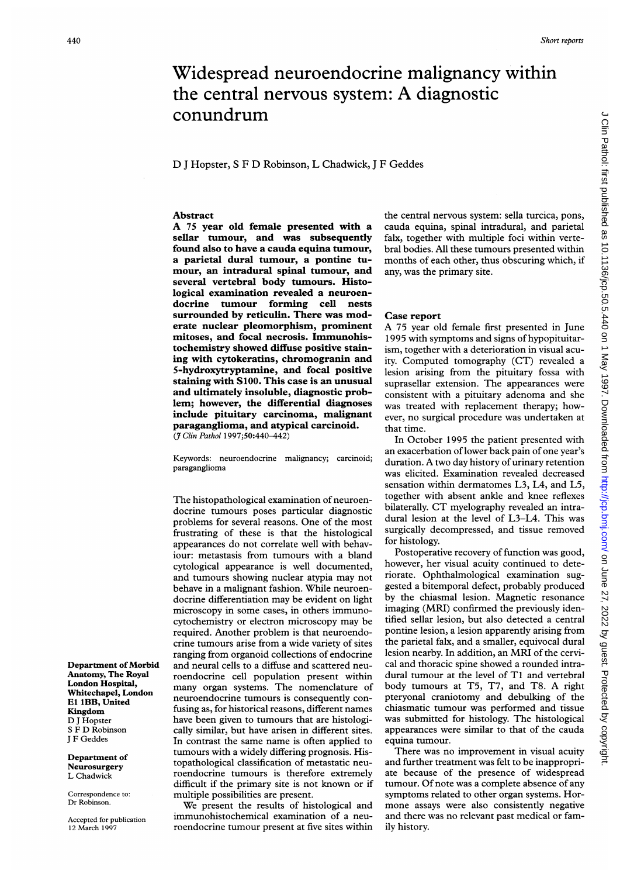# Widespread neuroendocrine malignancy within the central nervous system: A diagnostic conundrum

D J Hopster, S F D Robinson, L Chadwick, J F Geddes

**Department of Morbid Anatomy, The Royal London Hospital, Whitechapel, London E1 1BB, United Kingdom**
D J Hopster
S F D Robinson
J F Geddes

**Department of Neurosurgery**
L Chadwick

Correspondence to: Dr Robinson.

Accepted for publication 12 March 1997

## Abstract

**A 75 year old female presented with a sellar tumour, and was subsequently found also to have a cauda equina tumour, a parietal dural tumour, a pontine tumour, an intradural spinal tumour, and several vertebral body tumours. Histological examination revealed a neuroendocrine tumour forming cell nests surrounded by reticulin. There was moderate nuclear pleomorphism, prominent mitoses, and focal necrosis. Immunohistochemistry showed diffuse positive staining with cytokeratins, chromogranin and 5-hydroxytryptamine, and focal positive staining with S100. This case is an unusual and ultimately insoluble, diagnostic problem; however, the differential diagnoses include pituitary carcinoma, malignant paraganglioma, and atypical carcinoid.**

(*J Clin Pathol* 1997;**50**:440–442)

Keywords: neuroendocrine malignancy; carcinoid; paraganglioma

The histopathological examination of neuroendocrine tumours poses particular diagnostic problems for several reasons. One of the most frustrating of these is that the histological appearances do not correlate well with behaviour: metastasis from tumours with a bland cytological appearance is well documented, and tumours showing nuclear atypia may not behave in a malignant fashion. While neuroendocrine differentiation may be evident on light microscopy in some cases, in others immunocytochemistry or electron microscopy may be required. Another problem is that neuroendocrine tumours arise from a wide variety of sites ranging from organoid collections of endocrine and neural cells to a diffuse and scattered neuroendocrine cell population present within many organ systems. The nomenclature of neuroendocrine tumours is consequently confusing as, for historical reasons, different names have been given to tumours that are histologically similar, but have arisen in different sites. In contrast the same name is often applied to tumours with a widely differing prognosis. Histopathological classification of metastatic neuroendocrine tumours is therefore extremely difficult if the primary site is not known or if multiple possibilities are present.

We present the results of histological and immunohistochemical examination of a neuroendocrine tumour present at five sites within the central nervous system: sella turcica, pons, cauda equina, spinal intradural, and parietal falx, together with multiple foci within vertebral bodies. All these tumours presented within months of each other, thus obscuring which, if any, was the primary site.

## Case report

A 75 year old female first presented in June 1995 with symptoms and signs of hypopituitarism, together with a deterioration in visual acuity. Computed tomography (CT) revealed a lesion arising from the pituitary fossa with suprasellar extension. The appearances were consistent with a pituitary adenoma and she was treated with replacement therapy; however, no surgical procedure was undertaken at that time.

In October 1995 the patient presented with an exacerbation of lower back pain of one year's duration. A two day history of urinary retention was elicited. Examination revealed decreased sensation within dermatomes L3, L4, and L5, together with absent ankle and knee reflexes bilaterally. CT myelography revealed an intradural lesion at the level of L3–L4. This was surgically decompressed, and tissue removed for histology.

Postoperative recovery of function was good, however, her visual acuity continued to deteriorate. Ophthalmological examination suggested a bitemporal defect, probably produced by the chiasmal lesion. Magnetic resonance imaging (MRI) confirmed the previously identified sellar lesion, but also detected a central pontine lesion, a lesion apparently arising from the parietal falx, and a smaller, equivocal dural lesion nearby. In addition, an MRI of the cervical and thoracic spine showed a rounded intradural tumour at the level of T1 and vertebral body tumours at T5, T7, and T8. A right pteryonal craniotomy and debulking of the chiasmatic tumour was performed and tissue was submitted for histology. The histological appearances were similar to that of the cauda equina tumour.

There was no improvement in visual acuity and further treatment was felt to be inappropriate because of the presence of widespread tumour. Of note was a complete absence of any symptoms related to other organ systems. Hormone assays were also consistently negative and there was no relevant past medical or family history.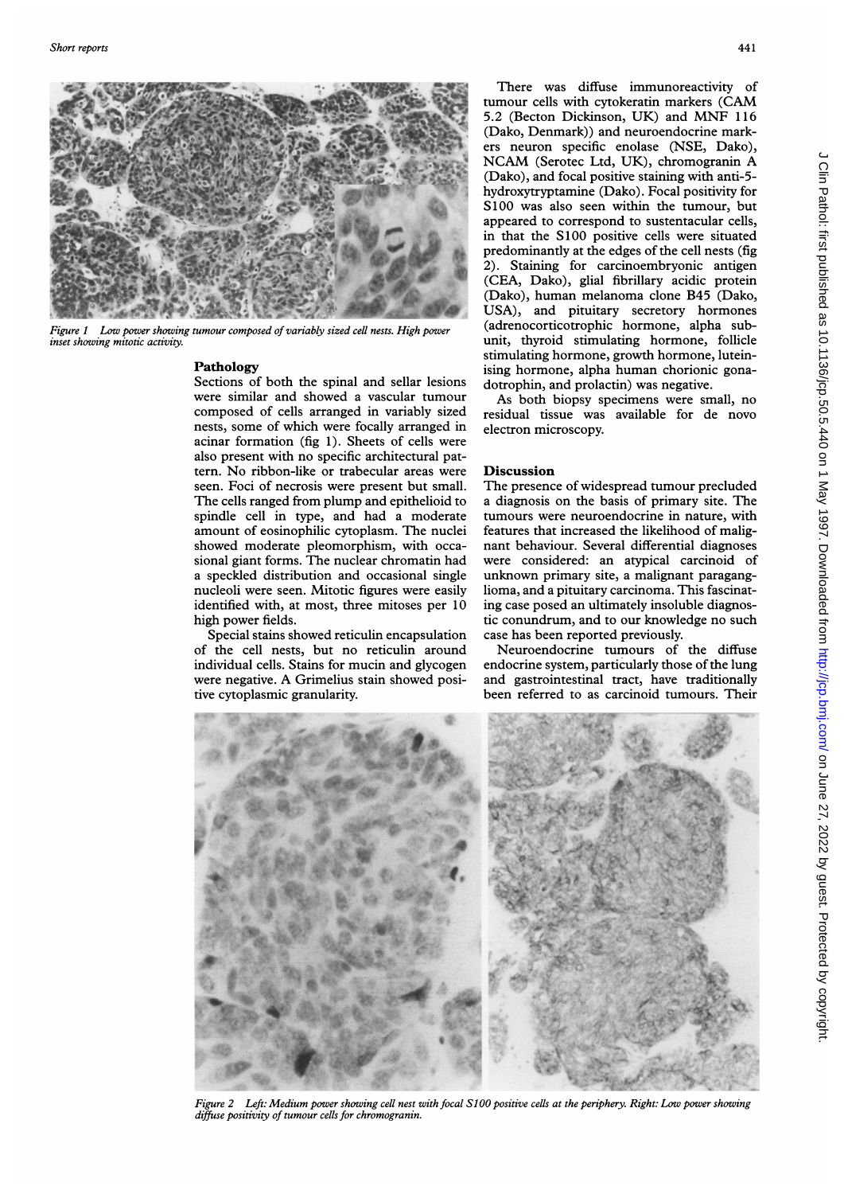Figure 1 Low power showing tumour composed of variably sized cell nests. High power inset showing mitotic activity.

## Pathology

Sections of both the spinal and sellar lesions were similar and showed a vascular tumour composed of cells arranged in variably sized nests, some of which were focally arranged in acinar formation (fig 1). Sheets of cells were also present with no specific architectural pattern. No ribbon-like or trabecular areas were seen. Foci of necrosis were present but small. The cells ranged from plump and epithelioid to spindle cell in type, and had a moderate amount of eosinophilic cytoplasm. The nuclei showed moderate pleomorphism, with occasional giant forms. The nuclear chromatin had a speckled distribution and occasional single nucleoli were seen. Mitotic figures were easily identified with, at most, three mitoses per 10 high power fields.

Special stains showed reticulin encapsulation of the cell nests, but no reticulin around individual cells. Stains for mucin and glycogen were negative. A Grimelius stain showed positive cytoplasmic granularity.

There was diffuse immunoreactivity of tumour cells with cytokeratin markers (CAM 5.2 (Becton Dickinson, UK) and MNF 116 (Dako, Denmark)) and neuroendocrine markers neuron specific enolase (NSE, Dako), NCAM (Serotec Ltd, UK), chromogranin A (Dako), and focal positive staining with anti-5-hydroxytryptamine (Dako). Focal positivity for S100 was also seen within the tumour, but appeared to correspond to sustentacular cells, in that the S100 positive cells were situated predominantly at the edges of the cell nests (fig 2). Staining for carcinoembryonic antigen (CEA, Dako), glial fibrillary acidic protein (Dako), human melanoma clone B45 (Dako, USA), and pituitary secretory hormones (adrenocorticotrophic hormone, alpha subunit, thyroid stimulating hormone, follicle stimulating hormone, growth hormone, luteinising hormone, alpha human chorionic gonadotrophin, and prolactin) was negative.

As both biopsy specimens were small, no residual tissue was available for de novo electron microscopy.

## Discussion

The presence of widespread tumour precluded a diagnosis on the basis of primary site. The tumours were neuroendocrine in nature, with features that increased the likelihood of malignant behaviour. Several differential diagnoses were considered: an atypical carcinoid of unknown primary site, a malignant paraganglioma, and a pituitary carcinoma. This fascinating case posed an ultimately insoluble diagnostic conundrum, and to our knowledge no such case has been reported previously.

Neuroendocrine tumours of the diffuse endocrine system, particularly those of the lung and gastrointestinal tract, have traditionally been referred to as carcinoid tumours. Their

Figure 2 Left: Medium power showing cell nest with focal S100 positive cells at the periphery. Right: Low power showing diffuse positivity of tumour cells for chromogranin.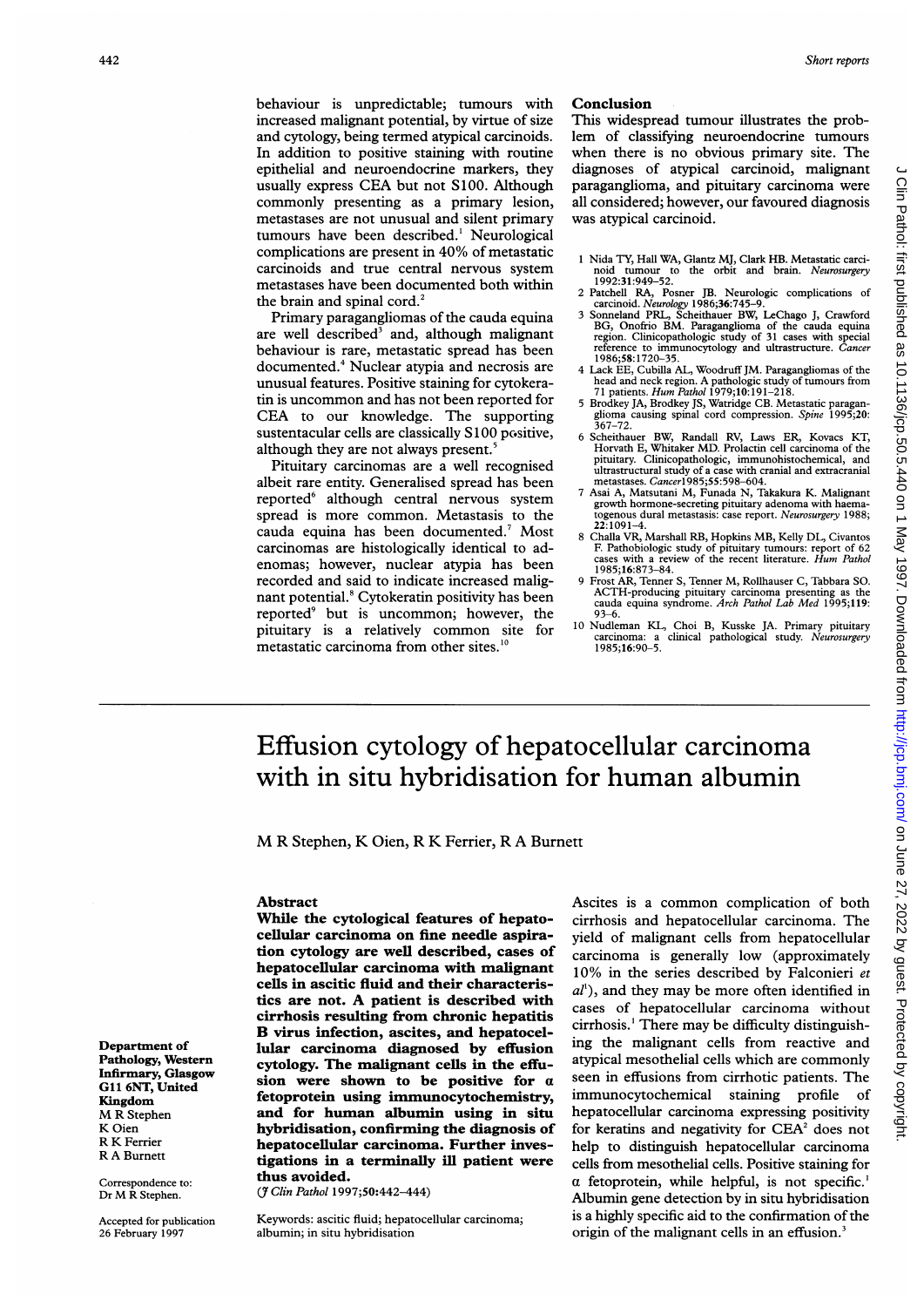behaviour is unpredictable; tumours with increased malignant potential, by virtue of size and cytology, being termed atypical carcinoids. In addition to positive staining with routine epithelial and neuroendocrine markers, they usually express CEA but not S100. Although commonly presenting as a primary lesion, metastases are not unusual and silent primary tumours have been described.[1] Neurological complications are present in 40% of metastatic carcinoids and true central nervous system metastases have been documented both within the brain and spinal cord.[2]

Primary paragangliomas of the cauda equina are well described[3] and, although malignant behaviour is rare, metastatic spread has been documented.[4] Nuclear atypia and necrosis are unusual features. Positive staining for cytokeratin is uncommon and has not been reported for CEA to our knowledge. The supporting sustentacular cells are classically S100 positive, although they are not always present.[5]

Pituitary carcinomas are a well recognised albeit rare entity. Generalised spread has been reported[6] although central nervous system spread is more common. Metastasis to the cauda equina has been documented.[7] Most carcinomas are histologically identical to adenomas; however, nuclear atypia has been recorded and said to indicate increased malignant potential.[8] Cytokeratin positivity has been reported[9] but is uncommon; however, the pituitary is a relatively common site for metastatic carcinoma from other sites.[10]

## Conclusion

This widespread tumour illustrates the problem of classifying neuroendocrine tumours when there is no obvious primary site. The diagnoses of atypical carcinoid, malignant paraganglioma, and pituitary carcinoma were all considered; however, our favoured diagnosis was atypical carcinoid.

1 Nida TY, Hall WA, Glantz MJ, Clark HB. Metastatic carcinoid tumour to the orbit and brain. *Neurosurgery* 1992:31:949–52.
2 Patchell RA, Posner JB. Neurologic complications of carcinoid. *Neurology* 1986;36:745–9.
3 Sonneland PRL, Scheithauer BW, LeChago J, Crawford BG, Onofrio BM. Paraganglioma of the cauda equina region. Clinicopathologic study of 31 cases with special reference to immunocytology and ultrastructure. *Cancer* 1986;58:1720–35.
4 Lack EE, Cubilla AL, Woodruff JM. Paragangliomas of the head and neck region. A pathologic study of tumours from 71 patients. *Hum Pathol* 1979;10:191–218.
5 Brodkey JA, Brodkey JS, Watridge CB. Metastatic paraganglioma causing spinal cord compression. *Spine* 1995;20:367–72.
6 Scheithauer BW, Randall RV, Laws ER, Kovacs KT, Horvath E, Whitaker MD. Prolactin cell carcinoma of the pituitary. Clinicopathologic, immunohistochemical, and ultrastructural study of a case with cranial and extracranial metastases. *Cancer*1985;55:598–604.
7 Asai A, Matsutani M, Funada N, Takakura K. Malignant growth hormone-secreting pituitary adenoma with haematogenous dural metastasis: case report. *Neurosurgery* 1988; 22:1091–4.
8 Challa VR, Marshall RB, Hopkins MB, Kelly DL, Civantos F. Pathobiologic study of pituitary tumours: report of 62 cases with a review of the recent literature. *Hum Pathol* 1985;16:873–84.
9 Frost AR, Tenner S, Tenner M, Rollhauser C, Tabbara SO. ACTH-producing pituitary carcinoma presenting as the cauda equina syndrome. *Arch Pathol Lab Med* 1995;119:93–6.
10 Nudleman KL, Choi B, Kusske JA. Primary pituitary carcinoma: a clinical pathological study. *Neurosurgery* 1985;16:90–5.

# Effusion cytology of hepatocellular carcinoma with in situ hybridisation for human albumin

M R Stephen, K Oien, R K Ferrier, R A Burnett

Department of Pathology, Western Infirmary, Glasgow G11 6NT, United Kingdom
M R Stephen
K Oien
R K Ferrier
R A Burnett

Correspondence to: Dr M R Stephen.

Accepted for publication 26 February 1997

## Abstract

**While the cytological features of hepatocellular carcinoma on fine needle aspiration cytology are well described, cases of hepatocellular carcinoma with malignant cells in ascitic fluid and their characteristics are not. A patient is described with cirrhosis resulting from chronic hepatitis B virus infection, ascites, and hepatocellular carcinoma diagnosed by effusion cytology. The malignant cells in the effusion were shown to be positive for α fetoprotein using immunocytochemistry, and for human albumin using in situ hybridisation, confirming the diagnosis of hepatocellular carcinoma. Further investigations in a terminally ill patient were thus avoided.**

(*J Clin Pathol* 1997;50:442–444)

Keywords: ascitic fluid; hepatocellular carcinoma; albumin; in situ hybridisation

Ascites is a common complication of both cirrhosis and hepatocellular carcinoma. The yield of malignant cells from hepatocellular carcinoma is generally low (approximately 10% in the series described by Falconieri *et al*[1]), and they may be more often identified in cases of hepatocellular carcinoma without cirrhosis.[1] There may be difficulty distinguishing the malignant cells from reactive and atypical mesothelial cells which are commonly seen in effusions from cirrhotic patients. The immunocytochemical staining profile of hepatocellular carcinoma expressing positivity for keratins and negativity for CEA[2] does not help to distinguish hepatocellular carcinoma cells from mesothelial cells. Positive staining for α fetoprotein, while helpful, is not specific.[1] Albumin gene detection by in situ hybridisation is a highly specific aid to the confirmation of the origin of the malignant cells in an effusion.[3]